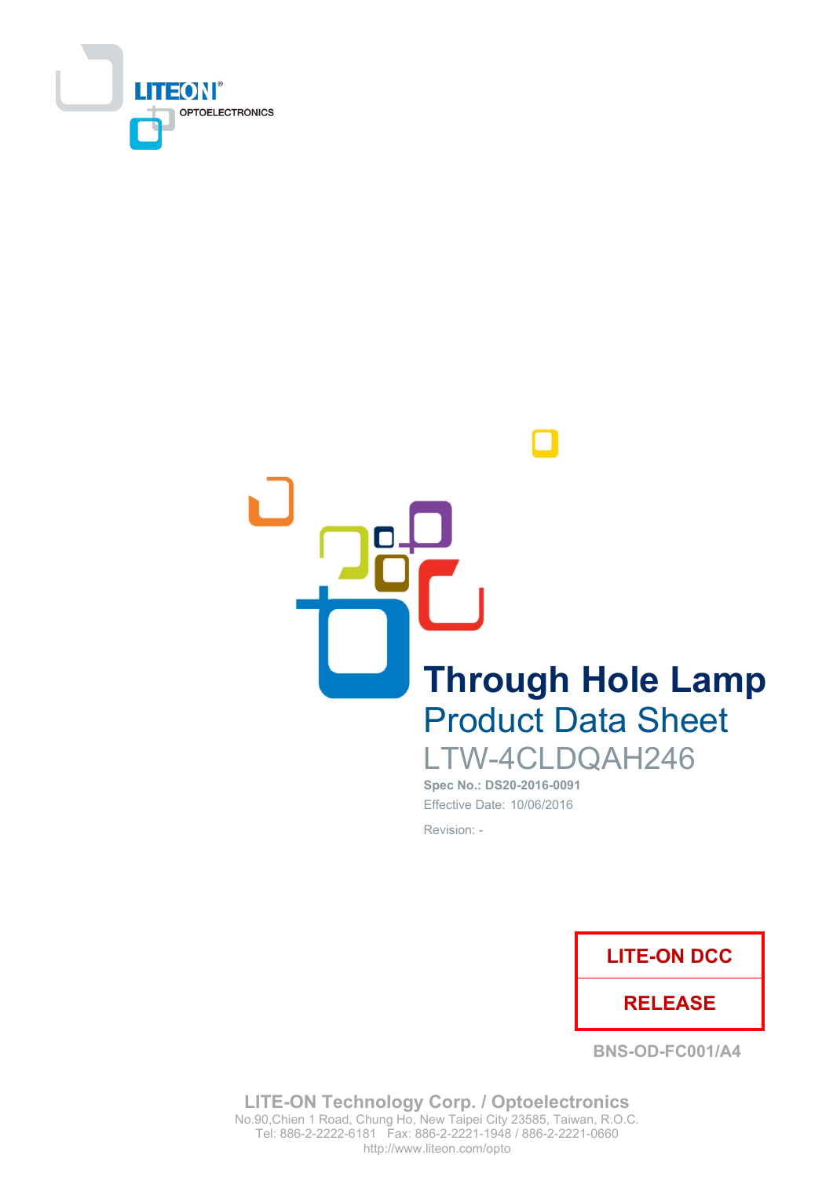LITEON OPTOELECTRONICS

# Through Hole Lamp

## Product Data Sheet

LTW-4CLDQAH246

**Spec No.: DS20-2016-0091**

Effective Date: 10/06/2016

Revision: -

**LITE-ON DCC**

**RELEASE**

**BNS-OD-FC001/A4**

**LITE-ON Technology Corp. / Optoelectronics**
No.90,Chien 1 Road, Chung Ho, New Taipei City 23585, Taiwan, R.O.C.
Tel: 886-2-2222-6181 Fax: 886-2-2221-1948 / 886-2-2221-0660
http://www.liteon.com/opto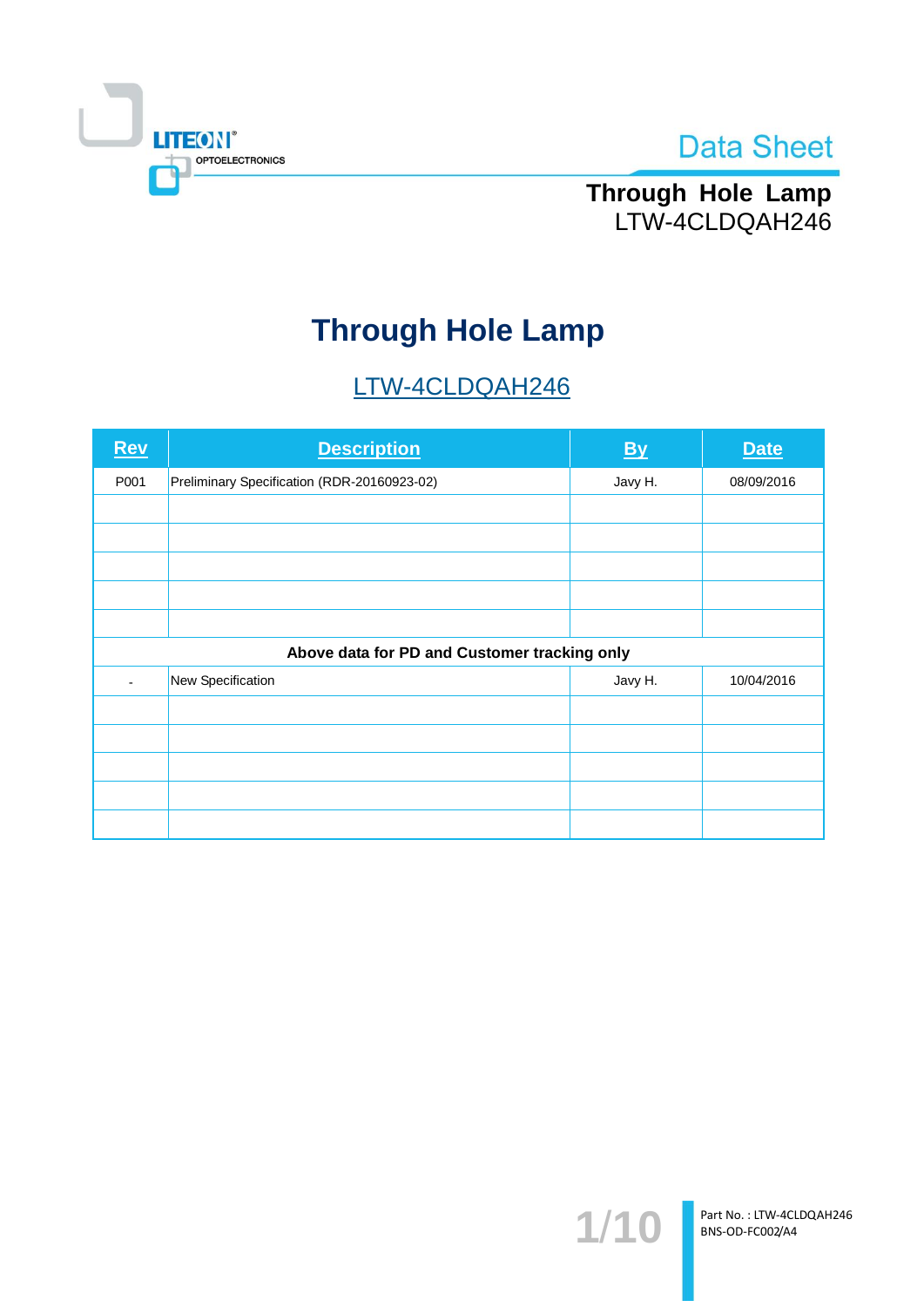# Through Hole Lamp

## LTW-4CLDQAH246

| Rev | Description | By | Date |
|---|---|---|---|
| P001 | Preliminary Specification (RDR-20160923-02) | Javy H. | 08/09/2016 |
| | | | |
| | | | |
| | | | |
| | | | |
| | | | |
| **Above data for PD and Customer tracking only** | | | |
| - | New Specification | Javy H. | 10/04/2016 |
| | | | |
| | | | |
| | | | |
| | | | |
| | | | |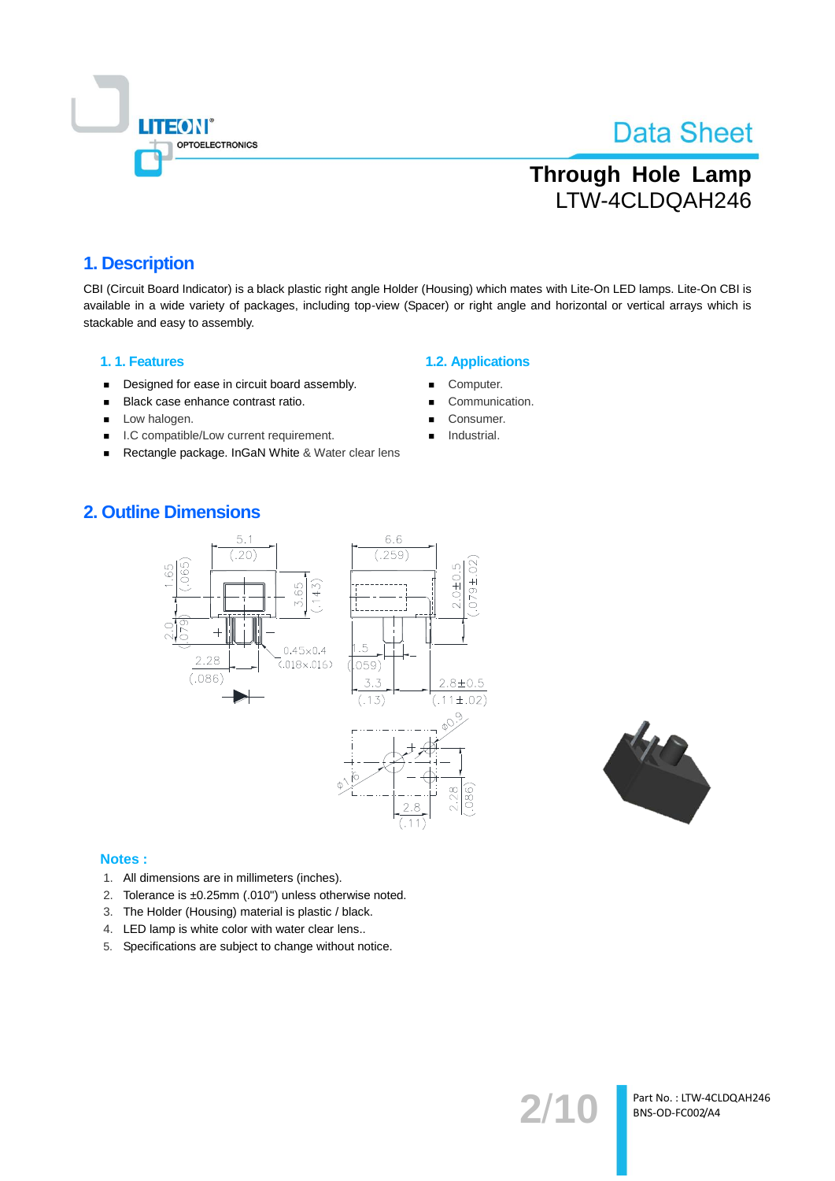# Through Hole Lamp
LTW-4CLDQAH246

## 1. Description

CBI (Circuit Board Indicator) is a black plastic right angle Holder (Housing) which mates with Lite-On LED lamps. Lite-On CBI is available in a wide variety of packages, including top-view (Spacer) or right angle and horizontal or vertical arrays which is stackable and easy to assembly.

### 1. 1. Features

- Designed for ease in circuit board assembly.
- Black case enhance contrast ratio.
- Low halogen.
- I.C compatible/Low current requirement.
- Rectangle package. InGaN White & Water clear lens

### 1.2. Applications

- Computer.
- Communication.
- Consumer.
- Industrial.

## 2. Outline Dimensions

### Notes :

1. All dimensions are in millimeters (inches).
2. Tolerance is ±0.25mm (.010") unless otherwise noted.
3. The Holder (Housing) material is plastic / black.
4. LED lamp is white color with water clear lens..
5. Specifications are subject to change without notice.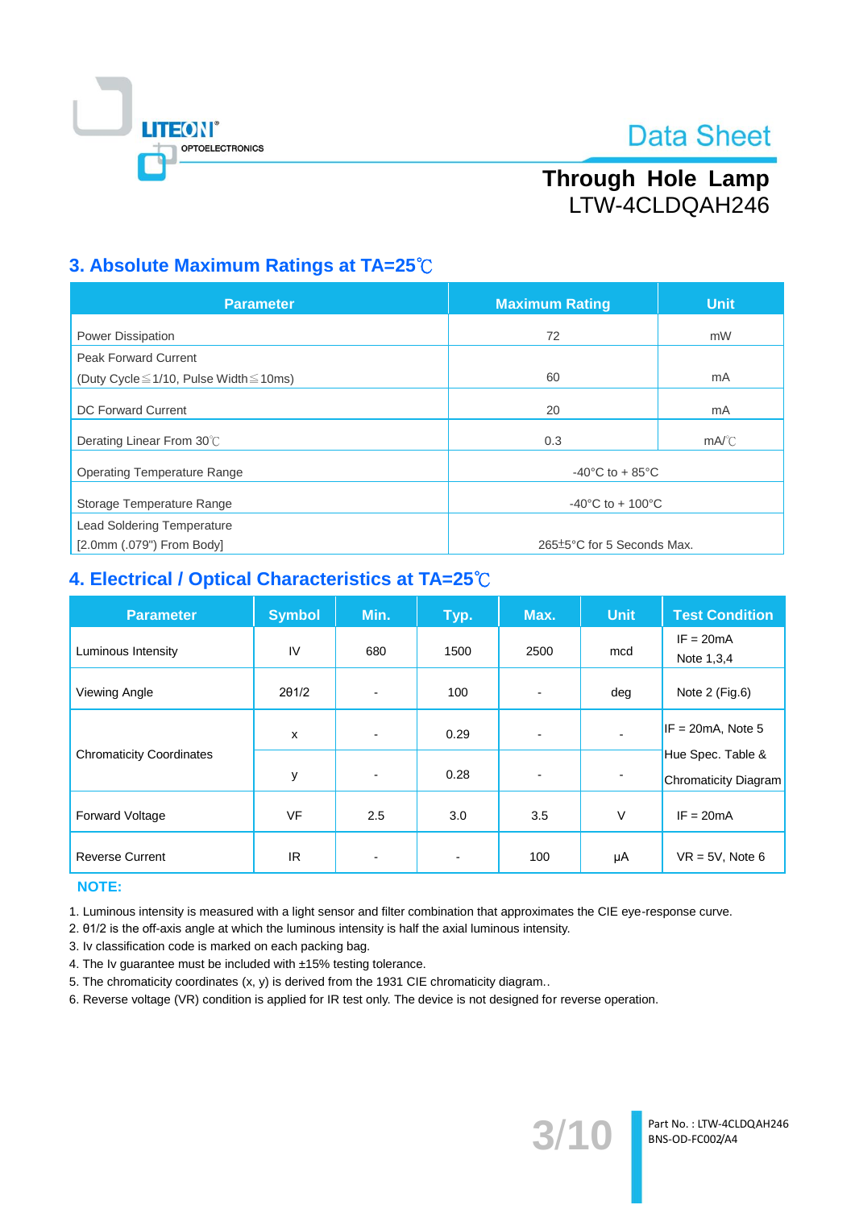## 3. Absolute Maximum Ratings at TA=25℃

| Parameter | Maximum Rating | Unit |
|---|---|---|
| Power Dissipation | 72 | mW |
| Peak Forward Current (Duty Cycle≦1/10, Pulse Width≦10ms) | 60 | mA |
| DC Forward Current | 20 | mA |
| Derating Linear From 30℃ | 0.3 | mA/℃ |
| Operating Temperature Range | -40°C to + 85°C | |
| Storage Temperature Range | -40°C to + 100°C | |
| Lead Soldering Temperature [2.0mm (.079") From Body] | 265±5°C for 5 Seconds Max. | |

## 4. Electrical / Optical Characteristics at TA=25℃

| Parameter | Symbol | Min. | Typ. | Max. | Unit | Test Condition |
|---|---|---|---|---|---|---|
| Luminous Intensity | IV | 680 | 1500 | 2500 | mcd | IF = 20mA Note 1,3,4 |
| Viewing Angle | 2θ1/2 | - | 100 | - | deg | Note 2 (Fig.6) |
| Chromaticity Coordinates | x | - | 0.29 | - | - | IF = 20mA, Note 5 Hue Spec. Table & Chromaticity Diagram |
| | y | - | 0.28 | - | - | |
| Forward Voltage | VF | 2.5 | 3.0 | 3.5 | V | IF = 20mA |
| Reverse Current | IR | - | - | 100 | μA | VR = 5V, Note 6 |

**NOTE:**

1. Luminous intensity is measured with a light sensor and filter combination that approximates the CIE eye-response curve.
2. θ1/2 is the off-axis angle at which the luminous intensity is half the axial luminous intensity.
3. Iv classification code is marked on each packing bag.
4. The Iv guarantee must be included with ±15% testing tolerance.
5. The chromaticity coordinates (x, y) is derived from the 1931 CIE chromaticity diagram..
6. Reverse voltage (VR) condition is applied for IR test only. The device is not designed for reverse operation.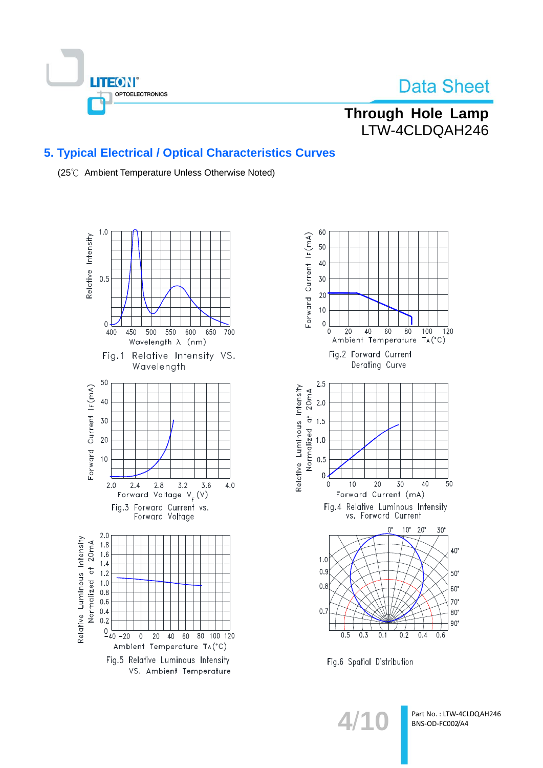## 5. Typical Electrical / Optical Characteristics Curves

(25℃ Ambient Temperature Unless Otherwise Noted)

Fig.1 Relative Intensity VS. Wavelength

Fig.2 Forward Current Derating Curve

Fig.3 Forward Current vs. Forward Voltage

Fig.4 Relative Luminous Intensity vs. Forward Current

Fig.5 Relative Luminous Intensity VS. Ambient Temperature

Fig.6 Spatial Distribution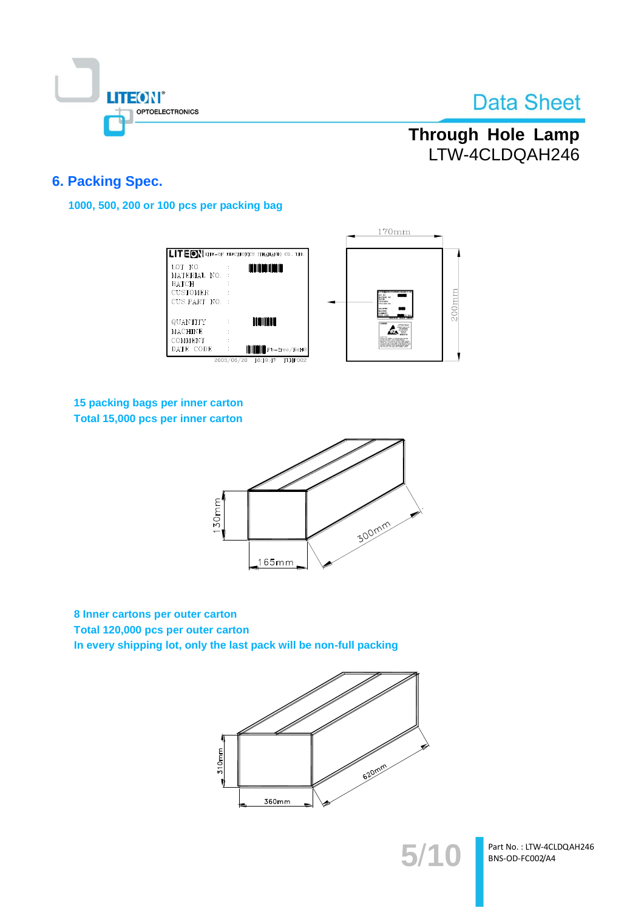## 6. Packing Spec.

**1000, 500, 200 or 100 pcs per packing bag**

170mm

200mm

**15 packing bags per inner carton**

**Total 15,000 pcs per inner carton**

130mm

165mm

300mm

**8 Inner cartons per outer carton**

**Total 120,000 pcs per outer carton**

**In every shipping lot, only the last pack will be non-full packing**

310mm

360mm

620mm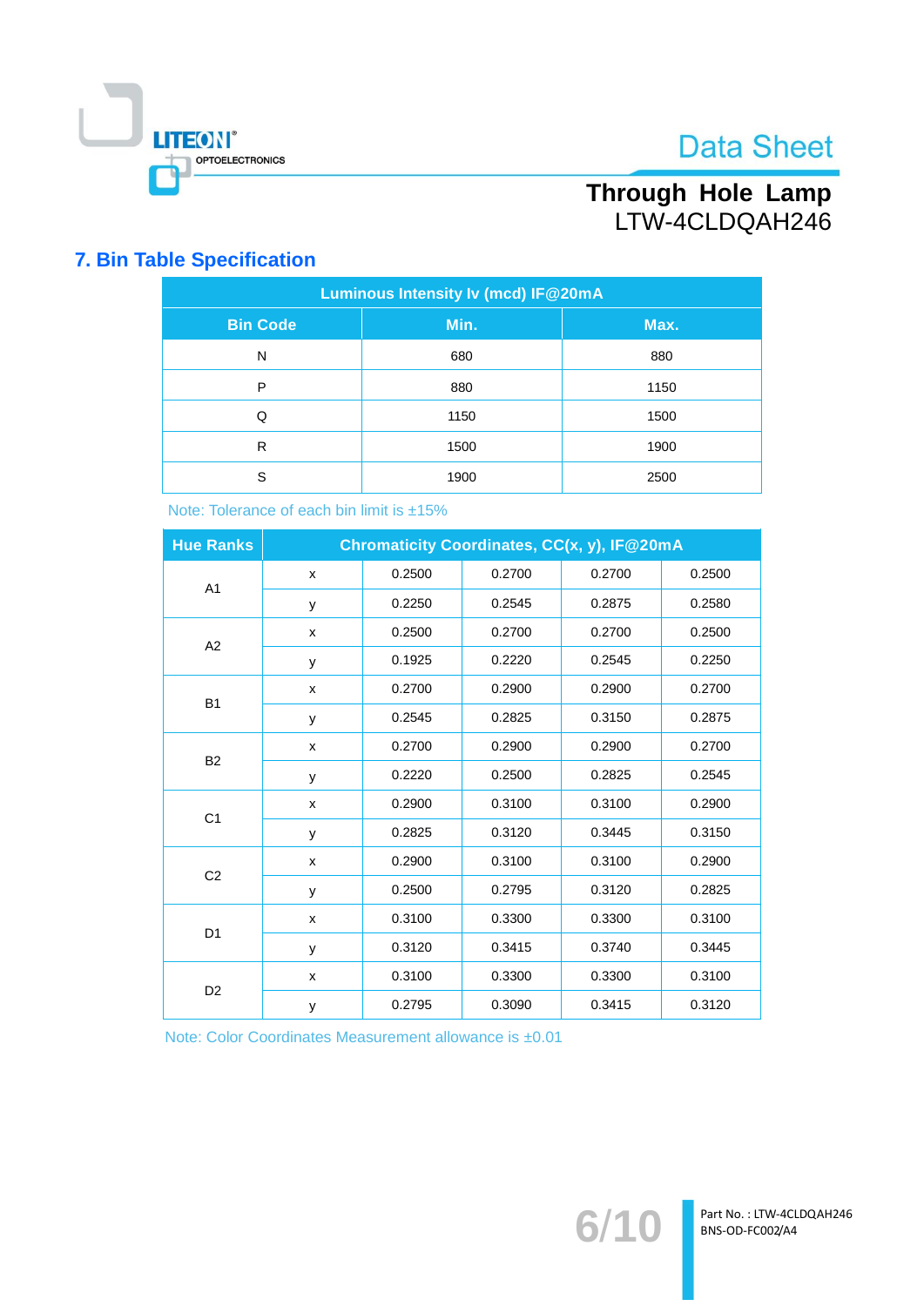## 7. Bin Table Specification

| Luminous Intensity Iv (mcd) IF@20mA | | |
|---|---|---|
| **Bin Code** | **Min.** | **Max.** |
| N | 680 | 880 |
| P | 880 | 1150 |
| Q | 1150 | 1500 |
| R | 1500 | 1900 |
| S | 1900 | 2500 |

Note: Tolerance of each bin limit is ±15%

| Hue Ranks | Chromaticity Coordinates, CC(x, y), IF@20mA | | | | |
|---|---|---|---|---|---|
| A1 | x | 0.2500 | 0.2700 | 0.2700 | 0.2500 |
| | y | 0.2250 | 0.2545 | 0.2875 | 0.2580 |
| A2 | x | 0.2500 | 0.2700 | 0.2700 | 0.2500 |
| | y | 0.1925 | 0.2220 | 0.2545 | 0.2250 |
| B1 | x | 0.2700 | 0.2900 | 0.2900 | 0.2700 |
| | y | 0.2545 | 0.2825 | 0.3150 | 0.2875 |
| B2 | x | 0.2700 | 0.2900 | 0.2900 | 0.2700 |
| | y | 0.2220 | 0.2500 | 0.2825 | 0.2545 |
| C1 | x | 0.2900 | 0.3100 | 0.3100 | 0.2900 |
| | y | 0.2825 | 0.3120 | 0.3445 | 0.3150 |
| C2 | x | 0.2900 | 0.3100 | 0.3100 | 0.2900 |
| | y | 0.2500 | 0.2795 | 0.3120 | 0.2825 |
| D1 | x | 0.3100 | 0.3300 | 0.3300 | 0.3100 |
| | y | 0.3120 | 0.3415 | 0.3740 | 0.3445 |
| D2 | x | 0.3100 | 0.3300 | 0.3300 | 0.3100 |
| | y | 0.2795 | 0.3090 | 0.3415 | 0.3120 |

Note: Color Coordinates Measurement allowance is ±0.01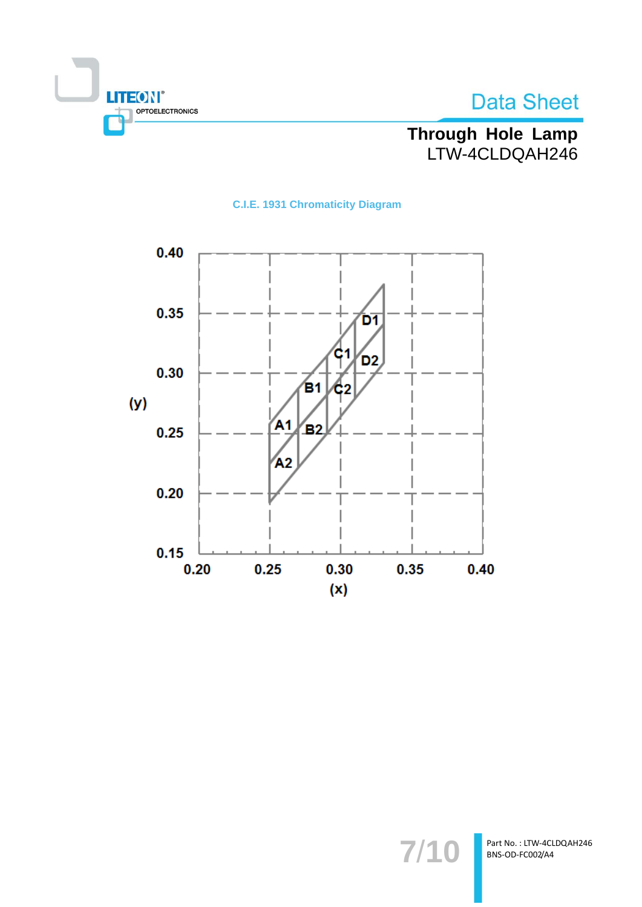## C.I.E. 1931 Chromaticity Diagram

(y)

0.40
0.35
0.30
0.25
0.20
0.15

0.20 0.25 0.30 0.35 0.40

(x)

D1 D2 C1 C2 B1 B2 A1 A2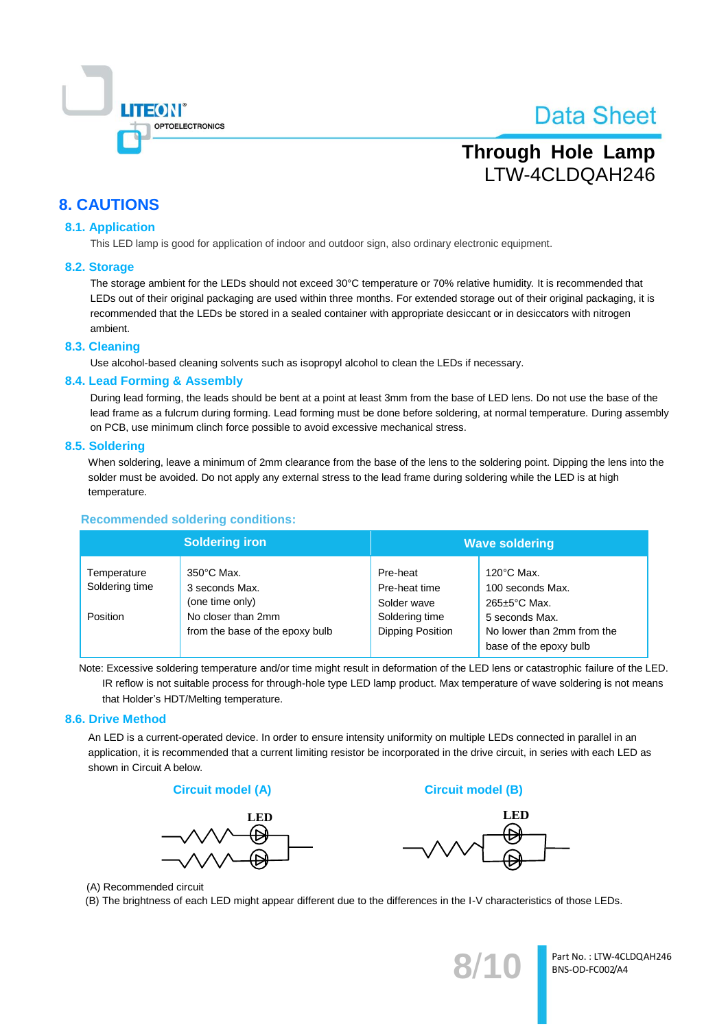## 8. CAUTIONS

### 8.1. Application

This LED lamp is good for application of indoor and outdoor sign, also ordinary electronic equipment.

### 8.2. Storage

The storage ambient for the LEDs should not exceed 30°C temperature or 70% relative humidity. It is recommended that LEDs out of their original packaging are used within three months. For extended storage out of their original packaging, it is recommended that the LEDs be stored in a sealed container with appropriate desiccant or in desiccators with nitrogen ambient.

### 8.3. Cleaning

Use alcohol-based cleaning solvents such as isopropyl alcohol to clean the LEDs if necessary.

### 8.4. Lead Forming & Assembly

During lead forming, the leads should be bent at a point at least 3mm from the base of LED lens. Do not use the base of the lead frame as a fulcrum during forming. Lead forming must be done before soldering, at normal temperature. During assembly on PCB, use minimum clinch force possible to avoid excessive mechanical stress.

### 8.5. Soldering

When soldering, leave a minimum of 2mm clearance from the base of the lens to the soldering point. Dipping the lens into the solder must be avoided. Do not apply any external stress to the lead frame during soldering while the LED is at high temperature.

**Recommended soldering conditions:**

| Soldering iron | | Wave soldering | |
|---|---|---|---|
| Temperature<br>Soldering time<br><br>Position | 350°C Max.<br>3 seconds Max.<br>(one time only)<br>No closer than 2mm from the base of the epoxy bulb | Pre-heat<br>Pre-heat time<br>Solder wave<br>Soldering time<br>Dipping Position | 120°C Max.<br>100 seconds Max.<br>265±5°C Max.<br>5 seconds Max.<br>No lower than 2mm from the base of the epoxy bulb |

Note: Excessive soldering temperature and/or time might result in deformation of the LED lens or catastrophic failure of the LED. IR reflow is not suitable process for through-hole type LED lamp product. Max temperature of wave soldering is not means that Holder's HDT/Melting temperature.

### 8.6. Drive Method

An LED is a current-operated device. In order to ensure intensity uniformity on multiple LEDs connected in parallel in an application, it is recommended that a current limiting resistor be incorporated in the drive circuit, in series with each LED as shown in Circuit A below.

**Circuit model (A)** **Circuit model (B)**

(A) Recommended circuit

(B) The brightness of each LED might appear different due to the differences in the I-V characteristics of those LEDs.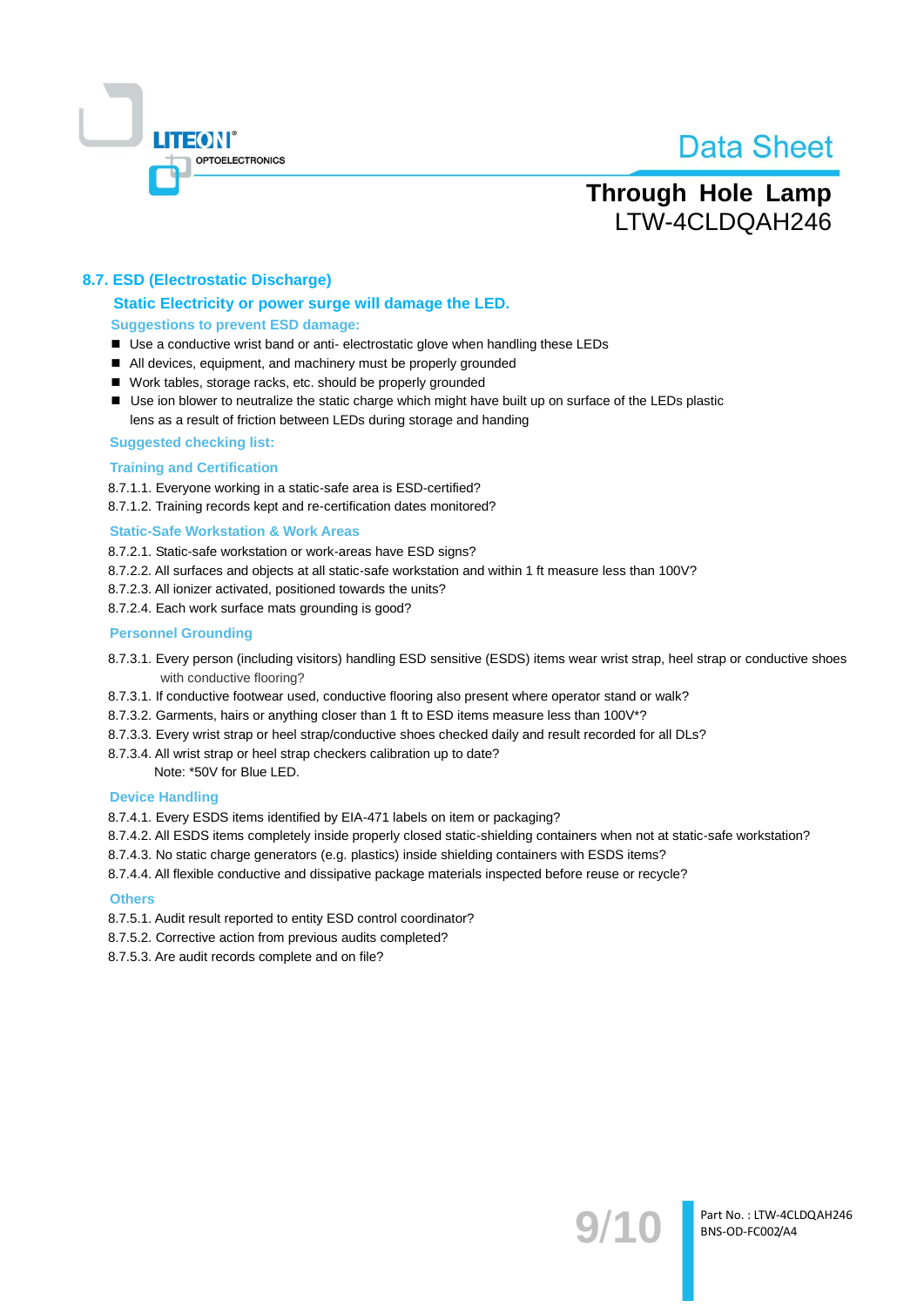## 8.7. ESD (Electrostatic Discharge)

### Static Electricity or power surge will damage the LED.

**Suggestions to prevent ESD damage:**

- Use a conductive wrist band or anti- electrostatic glove when handling these LEDs
- All devices, equipment, and machinery must be properly grounded
- Work tables, storage racks, etc. should be properly grounded
- Use ion blower to neutralize the static charge which might have built up on surface of the LEDs plastic lens as a result of friction between LEDs during storage and handing

**Suggested checking list:**

**Training and Certification**

8.7.1.1. Everyone working in a static-safe area is ESD-certified?
8.7.1.2. Training records kept and re-certification dates monitored?

**Static-Safe Workstation & Work Areas**

8.7.2.1. Static-safe workstation or work-areas have ESD signs?
8.7.2.2. All surfaces and objects at all static-safe workstation and within 1 ft measure less than 100V?
8.7.2.3. All ionizer activated, positioned towards the units?
8.7.2.4. Each work surface mats grounding is good?

**Personnel Grounding**

8.7.3.1. Every person (including visitors) handling ESD sensitive (ESDS) items wear wrist strap, heel strap or conductive shoes with conductive flooring?
8.7.3.1. If conductive footwear used, conductive flooring also present where operator stand or walk?
8.7.3.2. Garments, hairs or anything closer than 1 ft to ESD items measure less than 100V*?
8.7.3.3. Every wrist strap or heel strap/conductive shoes checked daily and result recorded for all DLs?
8.7.3.4. All wrist strap or heel strap checkers calibration up to date?
Note: *50V for Blue LED.

**Device Handling**

8.7.4.1. Every ESDS items identified by EIA-471 labels on item or packaging?
8.7.4.2. All ESDS items completely inside properly closed static-shielding containers when not at static-safe workstation?
8.7.4.3. No static charge generators (e.g. plastics) inside shielding containers with ESDS items?
8.7.4.4. All flexible conductive and dissipative package materials inspected before reuse or recycle?

**Others**

8.7.5.1. Audit result reported to entity ESD control coordinator?
8.7.5.2. Corrective action from previous audits completed?
8.7.5.3. Are audit records complete and on file?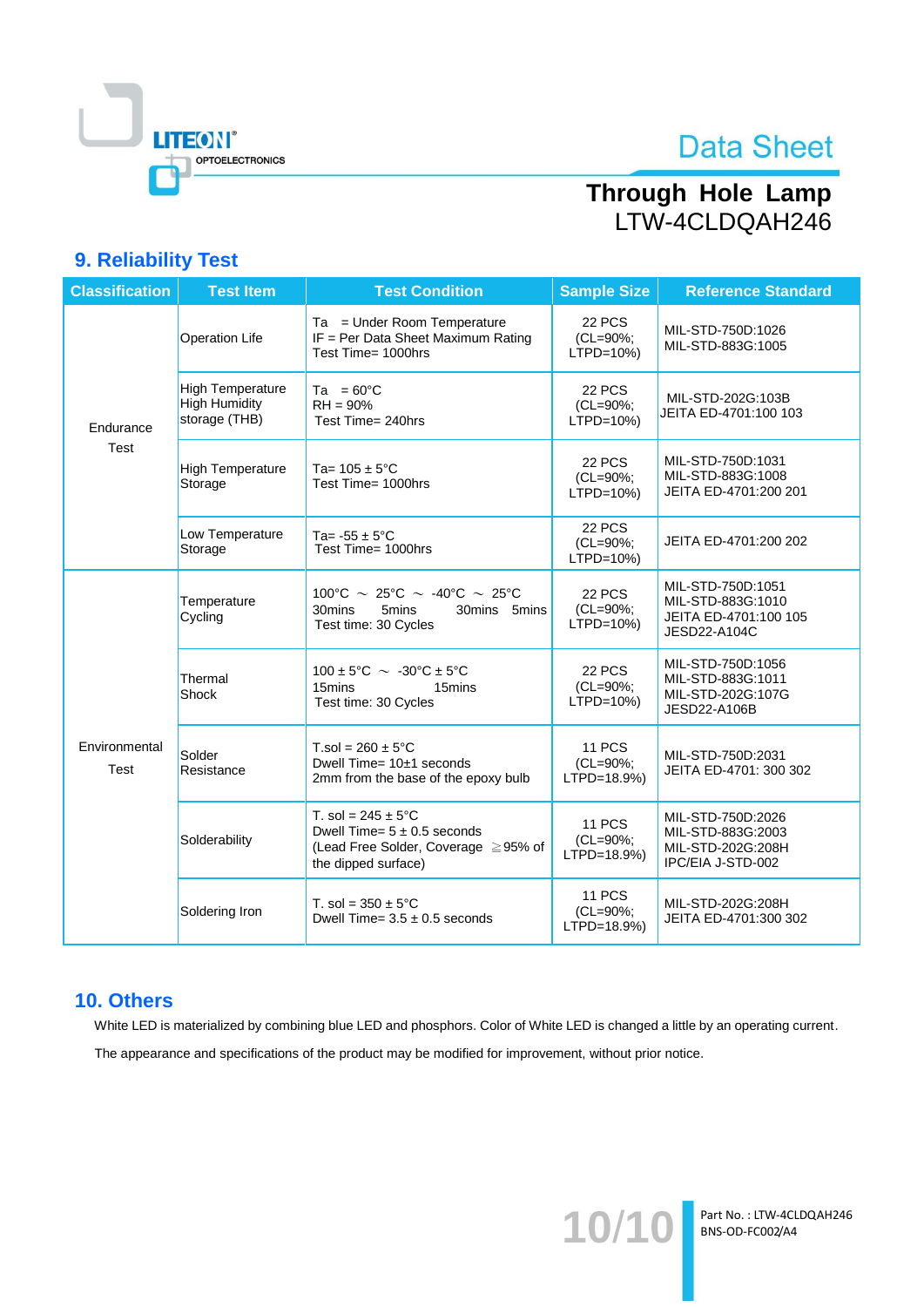## 9. Reliability Test

| Classification | Test Item | Test Condition | Sample Size | Reference Standard |
|---|---|---|---|---|
| Endurance Test | Operation Life | Ta = Under Room Temperature<br>IF = Per Data Sheet Maximum Rating<br>Test Time= 1000hrs | 22 PCS (CL=90%; LTPD=10%) | MIL-STD-750D:1026<br>MIL-STD-883G:1005 |
| | High Temperature High Humidity storage (THB) | Ta = 60°C<br>RH = 90%<br>Test Time= 240hrs | 22 PCS (CL=90%; LTPD=10%) | MIL-STD-202G:103B<br>JEITA ED-4701:100 103 |
| | High Temperature Storage | Ta= 105 ± 5°C<br>Test Time= 1000hrs | 22 PCS (CL=90%; LTPD=10%) | MIL-STD-750D:1031<br>MIL-STD-883G:1008<br>JEITA ED-4701:200 201 |
| | Low Temperature Storage | Ta= -55 ± 5°C<br>Test Time= 1000hrs | 22 PCS (CL=90%; LTPD=10%) | JEITA ED-4701:200 202 |
| Environmental Test | Temperature Cycling | 100°C ～ 25°C ～ -40°C ～ 25°C<br>30mins 5mins 30mins 5mins<br>Test time: 30 Cycles | 22 PCS (CL=90%; LTPD=10%) | MIL-STD-750D:1051<br>MIL-STD-883G:1010<br>JEITA ED-4701:100 105<br>JESD22-A104C |
| | Thermal Shock | 100 ± 5°C ～ -30°C ± 5°C<br>15mins 15mins<br>Test time: 30 Cycles | 22 PCS (CL=90%; LTPD=10%) | MIL-STD-750D:1056<br>MIL-STD-883G:1011<br>MIL-STD-202G:107G<br>JESD22-A106B |
| | Solder Resistance | T.sol = 260 ± 5°C<br>Dwell Time= 10±1 seconds<br>2mm from the base of the epoxy bulb | 11 PCS (CL=90%; LTPD=18.9%) | MIL-STD-750D:2031<br>JEITA ED-4701: 300 302 |
| | Solderability | T. sol = 245 ± 5°C<br>Dwell Time= 5 ± 0.5 seconds<br>(Lead Free Solder, Coverage ≧95% of the dipped surface) | 11 PCS (CL=90%; LTPD=18.9%) | MIL-STD-750D:2026<br>MIL-STD-883G:2003<br>MIL-STD-202G:208H<br>IPC/EIA J-STD-002 |
| | Soldering Iron | T. sol = 350 ± 5°C<br>Dwell Time= 3.5 ± 0.5 seconds | 11 PCS (CL=90%; LTPD=18.9%) | MIL-STD-202G:208H<br>JEITA ED-4701:300 302 |

## 10. Others

White LED is materialized by combining blue LED and phosphors. Color of White LED is changed a little by an operating current.

The appearance and specifications of the product may be modified for improvement, without prior notice.